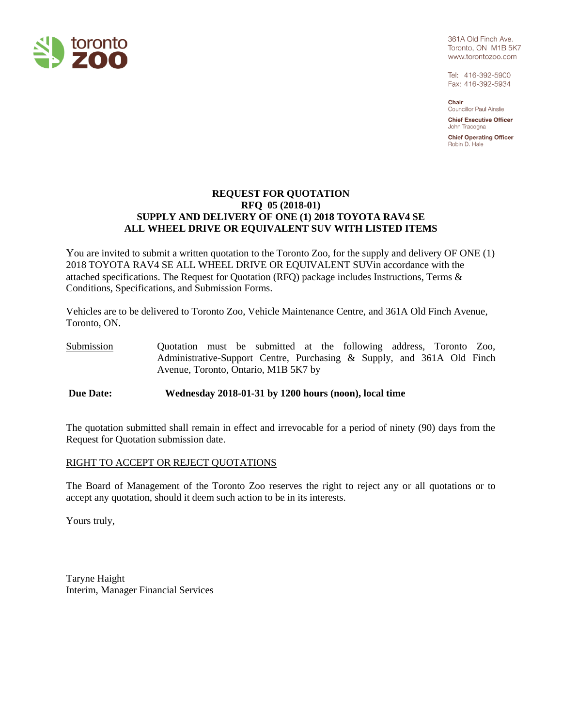361A Old Finch Ave.
Toronto, ON M1B 5K7
www.torontozoo.com

Tel: 416-392-5900
Fax: 416-392-5934

**Chair**
Councillor Paul Ainslie

**Chief Executive Officer**
John Tracogna

**Chief Operating Officer**
Robin D. Hale

# REQUEST FOR QUOTATION
## RFQ 05 (2018-01)
## SUPPLY AND DELIVERY OF ONE (1) 2018 TOYOTA RAV4 SE ALL WHEEL DRIVE OR EQUIVALENT SUV WITH LISTED ITEMS

You are invited to submit a written quotation to the Toronto Zoo, for the supply and delivery OF ONE (1) 2018 TOYOTA RAV4 SE ALL WHEEL DRIVE OR EQUIVALENT SUVin accordance with the attached specifications. The Request for Quotation (RFQ) package includes Instructions, Terms & Conditions, Specifications, and Submission Forms.

Vehicles are to be delivered to Toronto Zoo, Vehicle Maintenance Centre, and 361A Old Finch Avenue, Toronto, ON.

Submission: Quotation must be submitted at the following address, Toronto Zoo, Administrative-Support Centre, Purchasing & Supply, and 361A Old Finch Avenue, Toronto, Ontario, M1B 5K7 by

**Due Date: Wednesday 2018-01-31 by 1200 hours (noon), local time**

The quotation submitted shall remain in effect and irrevocable for a period of ninety (90) days from the Request for Quotation submission date.

RIGHT TO ACCEPT OR REJECT QUOTATIONS

The Board of Management of the Toronto Zoo reserves the right to reject any or all quotations or to accept any quotation, should it deem such action to be in its interests.

Yours truly,

Taryne Haight
Interim, Manager Financial Services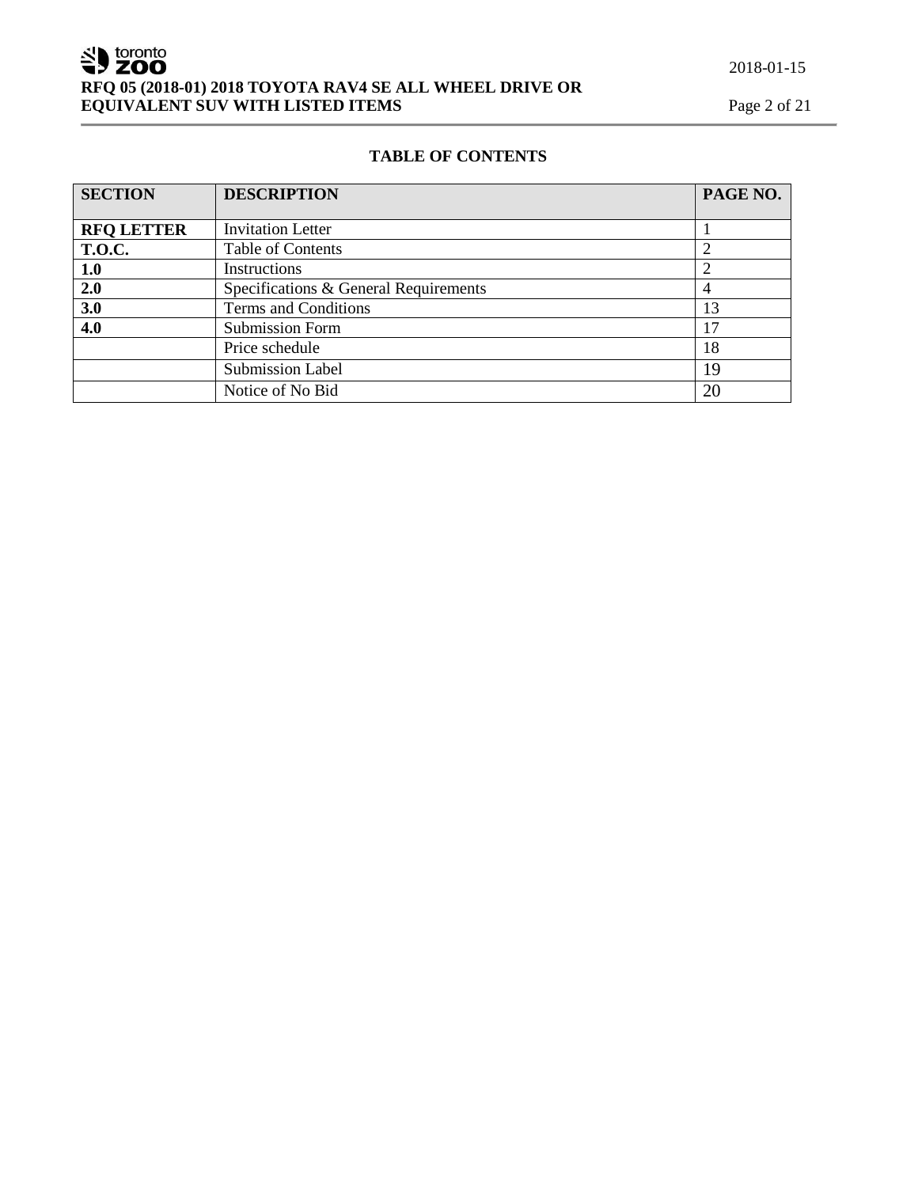## TABLE OF CONTENTS

| **SECTION** | **DESCRIPTION** | **PAGE NO.** |
|---|---|---|
| **RFQ LETTER** | Invitation Letter | 1 |
| **T.O.C.** | Table of Contents | 2 |
| **1.0** | Instructions | 2 |
| **2.0** | Specifications & General Requirements | 4 |
| **3.0** | Terms and Conditions | 13 |
| **4.0** | Submission Form | 17 |
| | Price schedule | 18 |
| | Submission Label | 19 |
| | Notice of No Bid | 20 |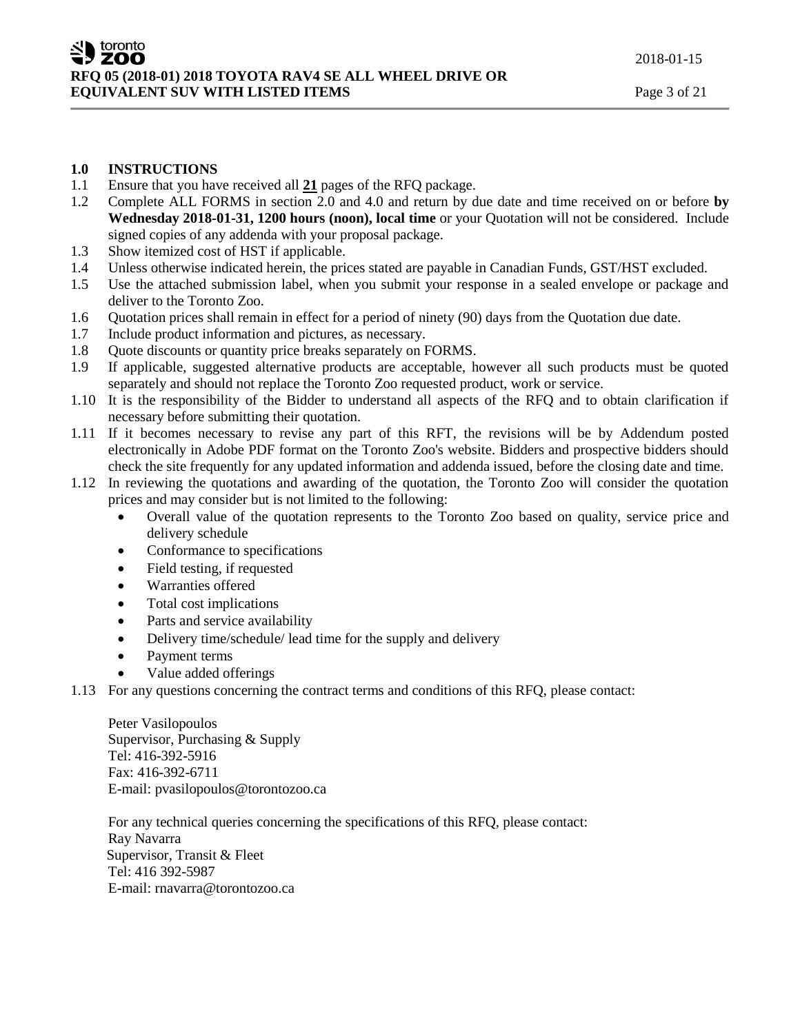## 1.0 INSTRUCTIONS

1.1 Ensure that you have received all **21** pages of the RFQ package.

1.2 Complete ALL FORMS in section 2.0 and 4.0 and return by due date and time received on or before **by Wednesday 2018-01-31, 1200 hours (noon), local time** or your Quotation will not be considered. Include signed copies of any addenda with your proposal package.

1.3 Show itemized cost of HST if applicable.

1.4 Unless otherwise indicated herein, the prices stated are payable in Canadian Funds, GST/HST excluded.

1.5 Use the attached submission label, when you submit your response in a sealed envelope or package and deliver to the Toronto Zoo.

1.6 Quotation prices shall remain in effect for a period of ninety (90) days from the Quotation due date.

1.7 Include product information and pictures, as necessary.

1.8 Quote discounts or quantity price breaks separately on FORMS.

1.9 If applicable, suggested alternative products are acceptable, however all such products must be quoted separately and should not replace the Toronto Zoo requested product, work or service.

1.10 It is the responsibility of the Bidder to understand all aspects of the RFQ and to obtain clarification if necessary before submitting their quotation.

1.11 If it becomes necessary to revise any part of this RFT, the revisions will be by Addendum posted electronically in Adobe PDF format on the Toronto Zoo's website. Bidders and prospective bidders should check the site frequently for any updated information and addenda issued, before the closing date and time.

1.12 In reviewing the quotations and awarding of the quotation, the Toronto Zoo will consider the quotation prices and may consider but is not limited to the following:

- Overall value of the quotation represents to the Toronto Zoo based on quality, service price and delivery schedule
- Conformance to specifications
- Field testing, if requested
- Warranties offered
- Total cost implications
- Parts and service availability
- Delivery time/schedule/ lead time for the supply and delivery
- Payment terms
- Value added offerings

1.13 For any questions concerning the contract terms and conditions of this RFQ, please contact:

Peter Vasilopoulos
Supervisor, Purchasing & Supply
Tel: 416-392-5916
Fax: 416-392-6711
E-mail: pvasilopoulos@torontozoo.ca

For any technical queries concerning the specifications of this RFQ, please contact:
Ray Navarra
Supervisor, Transit & Fleet
Tel: 416 392-5987
E-mail: rnavarra@torontozoo.ca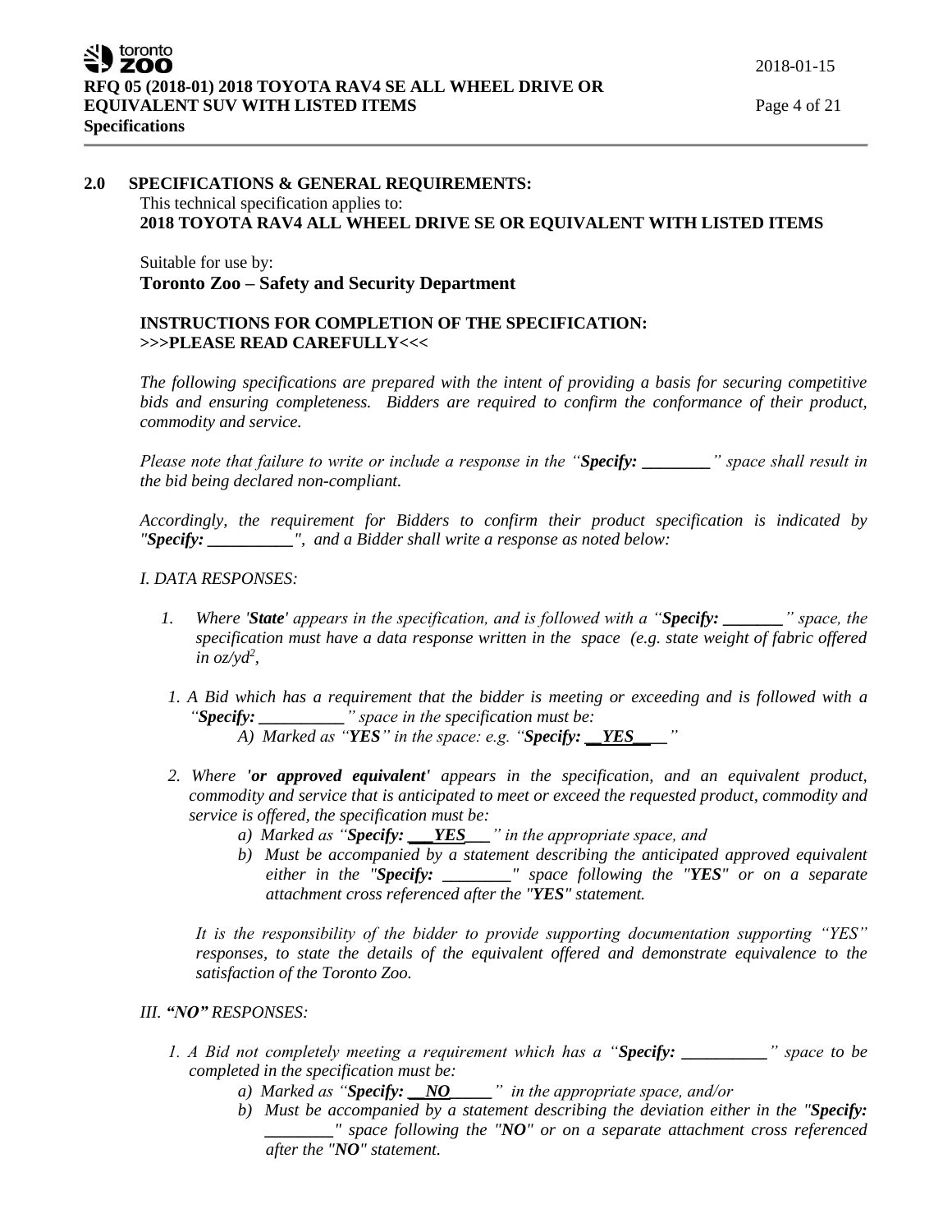## 2.0 SPECIFICATIONS & GENERAL REQUIREMENTS:

This technical specification applies to:

**2018 TOYOTA RAV4 ALL WHEEL DRIVE SE OR EQUIVALENT WITH LISTED ITEMS**

Suitable for use by:

**Toronto Zoo – Safety and Security Department**

**INSTRUCTIONS FOR COMPLETION OF THE SPECIFICATION:**
**>>>PLEASE READ CAREFULLY<<<**

*The following specifications are prepared with the intent of providing a basis for securing competitive bids and ensuring completeness. Bidders are required to confirm the conformance of their product, commodity and service.*

*Please note that failure to write or include a response in the "**Specify: ________**" space shall result in the bid being declared non-compliant.*

*Accordingly, the requirement for Bidders to confirm their product specification is indicated by "**Specify: __________**", and a Bidder shall write a response as noted below:*

*I. DATA RESPONSES:*

1. *Where '**State**' appears in the specification, and is followed with a "**Specify: _______**" space, the specification must have a data response written in the space (e.g. state weight of fabric offered in oz/yd$^2$,*

1. *A Bid which has a requirement that the bidder is meeting or exceeding and is followed with a "**Specify: __________**" space in the specification must be:*
   - *A) Marked as "**YES**" in the space: e.g. "**Specify: __YES____**"*

2. *Where **'or approved equivalent'** appears in the specification, and an equivalent product, commodity and service that is anticipated to meet or exceed the requested product, commodity and service is offered, the specification must be:*
   - *a) Marked as "**Specify: ___YES___**" in the appropriate space, and*
   - *b) Must be accompanied by a statement describing the anticipated approved equivalent either in the "**Specify: ________**" space following the "**YES**" or on a separate attachment cross referenced after the "**YES**" statement.*

   *It is the responsibility of the bidder to provide supporting documentation supporting "YES" responses, to state the details of the equivalent offered and demonstrate equivalence to the satisfaction of the Toronto Zoo.*

*III. **"NO"** RESPONSES:*

1. *A Bid not completely meeting a requirement which has a "**Specify: __________**" space to be completed in the specification must be:*
   - *a) Marked as "**Specify: __NO_____**" in the appropriate space, and/or*
   - *b) Must be accompanied by a statement describing the deviation either in the "**Specify: ________**" space following the "**NO**" or on a separate attachment cross referenced after the "**NO**" statement.*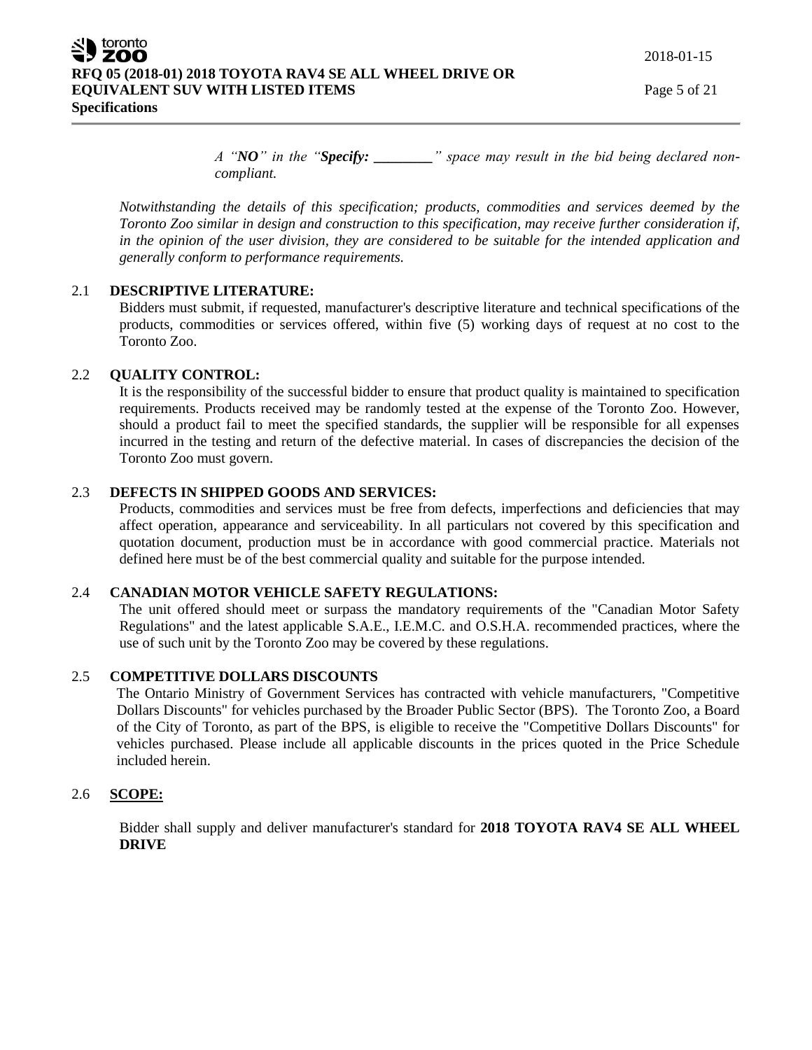*A "**NO**" in the "**Specify: ________**" space may result in the bid being declared non-compliant.*

*Notwithstanding the details of this specification; products, commodities and services deemed by the Toronto Zoo similar in design and construction to this specification, may receive further consideration if, in the opinion of the user division, they are considered to be suitable for the intended application and generally conform to performance requirements.*

## 2.1 DESCRIPTIVE LITERATURE:

Bidders must submit, if requested, manufacturer's descriptive literature and technical specifications of the products, commodities or services offered, within five (5) working days of request at no cost to the Toronto Zoo.

## 2.2 QUALITY CONTROL:

It is the responsibility of the successful bidder to ensure that product quality is maintained to specification requirements. Products received may be randomly tested at the expense of the Toronto Zoo. However, should a product fail to meet the specified standards, the supplier will be responsible for all expenses incurred in the testing and return of the defective material. In cases of discrepancies the decision of the Toronto Zoo must govern.

## 2.3 DEFECTS IN SHIPPED GOODS AND SERVICES:

Products, commodities and services must be free from defects, imperfections and deficiencies that may affect operation, appearance and serviceability. In all particulars not covered by this specification and quotation document, production must be in accordance with good commercial practice. Materials not defined here must be of the best commercial quality and suitable for the purpose intended.

## 2.4 CANADIAN MOTOR VEHICLE SAFETY REGULATIONS:

The unit offered should meet or surpass the mandatory requirements of the "Canadian Motor Safety Regulations" and the latest applicable S.A.E., I.E.M.C. and O.S.H.A. recommended practices, where the use of such unit by the Toronto Zoo may be covered by these regulations.

## 2.5 COMPETITIVE DOLLARS DISCOUNTS

The Ontario Ministry of Government Services has contracted with vehicle manufacturers, "Competitive Dollars Discounts" for vehicles purchased by the Broader Public Sector (BPS). The Toronto Zoo, a Board of the City of Toronto, as part of the BPS, is eligible to receive the "Competitive Dollars Discounts" for vehicles purchased. Please include all applicable discounts in the prices quoted in the Price Schedule included herein.

## 2.6 SCOPE:

Bidder shall supply and deliver manufacturer's standard for **2018 TOYOTA RAV4 SE ALL WHEEL DRIVE**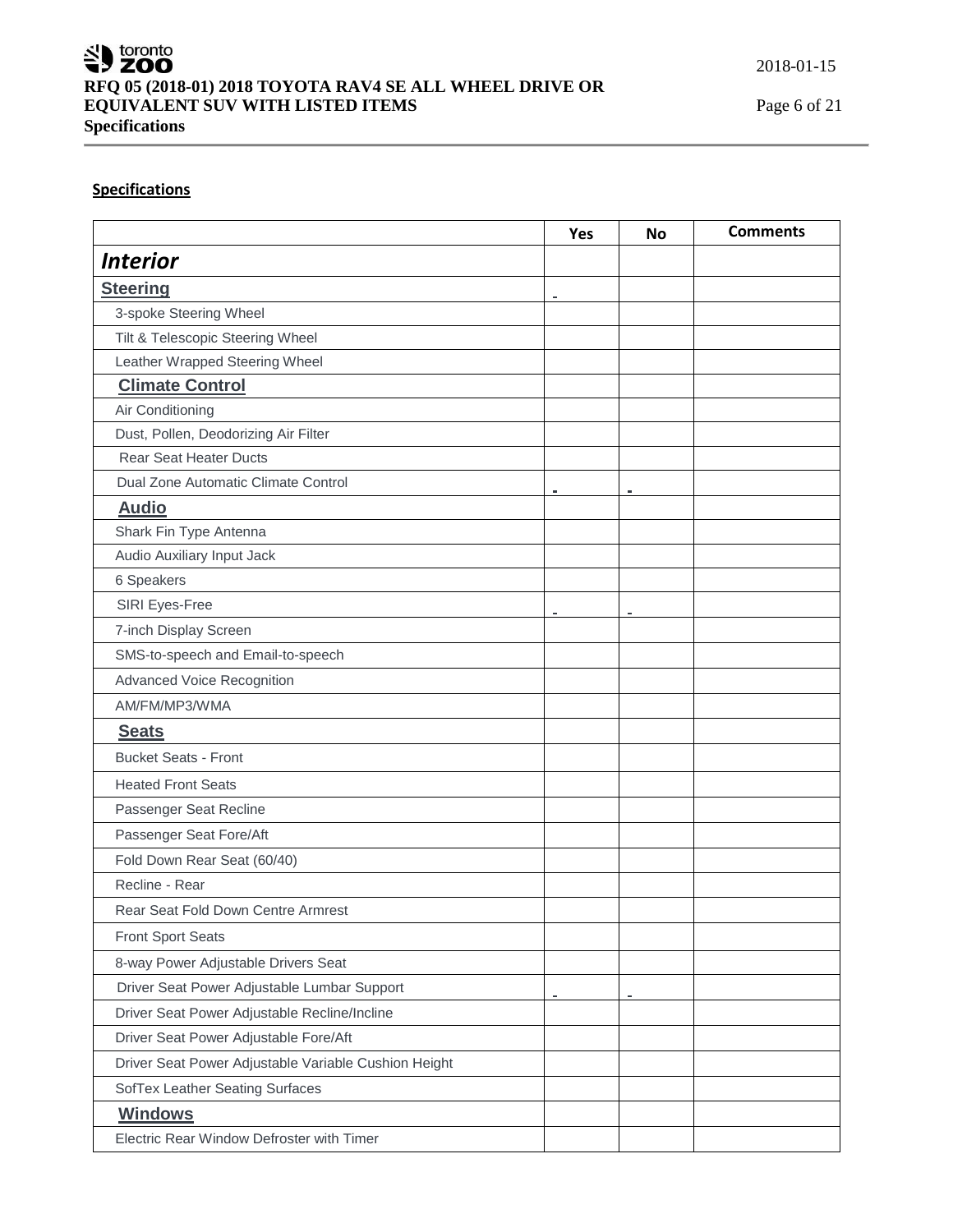## Specifications

| | Yes | No | Comments |
|---|---|---|---|
| ***Interior*** | | | |
| **Steering** | - | | |
| 3-spoke Steering Wheel | | | |
| Tilt & Telescopic Steering Wheel | | | |
| Leather Wrapped Steering Wheel | | | |
| **Climate Control** | | | |
| Air Conditioning | | | |
| Dust, Pollen, Deodorizing Air Filter | | | |
| Rear Seat Heater Ducts | | | |
| Dual Zone Automatic Climate Control | - | - | |
| **Audio** | | | |
| Shark Fin Type Antenna | | | |
| Audio Auxiliary Input Jack | | | |
| 6 Speakers | | | |
| SIRI Eyes-Free | - | - | |
| 7-inch Display Screen | | | |
| SMS-to-speech and Email-to-speech | | | |
| Advanced Voice Recognition | | | |
| AM/FM/MP3/WMA | | | |
| **Seats** | | | |
| Bucket Seats - Front | | | |
| Heated Front Seats | | | |
| Passenger Seat Recline | | | |
| Passenger Seat Fore/Aft | | | |
| Fold Down Rear Seat (60/40) | | | |
| Recline - Rear | | | |
| Rear Seat Fold Down Centre Armrest | | | |
| Front Sport Seats | | | |
| 8-way Power Adjustable Drivers Seat | | | |
| Driver Seat Power Adjustable Lumbar Support | - | - | |
| Driver Seat Power Adjustable Recline/Incline | | | |
| Driver Seat Power Adjustable Fore/Aft | | | |
| Driver Seat Power Adjustable Variable Cushion Height | | | |
| SofTex Leather Seating Surfaces | | | |
| **Windows** | | | |
| Electric Rear Window Defroster with Timer | | | |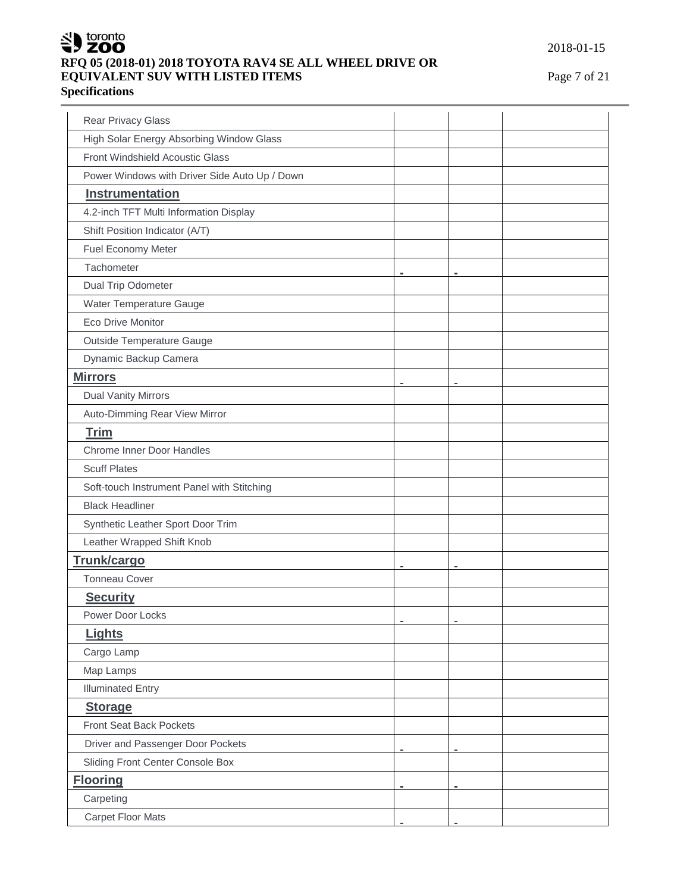| | | | |
|---|---|---|---|
| Rear Privacy Glass | | | |
| High Solar Energy Absorbing Window Glass | | | |
| Front Windshield Acoustic Glass | | | |
| Power Windows with Driver Side Auto Up / Down | | | |
| **Instrumentation** | | | |
| 4.2-inch TFT Multi Information Display | | | |
| Shift Position Indicator (A/T) | | | |
| Fuel Economy Meter | | | |
| Tachometer | - | - | |
| Dual Trip Odometer | | | |
| Water Temperature Gauge | | | |
| Eco Drive Monitor | | | |
| Outside Temperature Gauge | | | |
| Dynamic Backup Camera | | | |
| **Mirrors** | - | - | |
| Dual Vanity Mirrors | | | |
| Auto-Dimming Rear View Mirror | | | |
| **Trim** | | | |
| Chrome Inner Door Handles | | | |
| Scuff Plates | | | |
| Soft-touch Instrument Panel with Stitching | | | |
| Black Headliner | | | |
| Synthetic Leather Sport Door Trim | | | |
| Leather Wrapped Shift Knob | | | |
| **Trunk/cargo** | - | - | |
| Tonneau Cover | | | |
| **Security** | | | |
| Power Door Locks | - | - | |
| **Lights** | | | |
| Cargo Lamp | | | |
| Map Lamps | | | |
| Illuminated Entry | | | |
| **Storage** | | | |
| Front Seat Back Pockets | | | |
| Driver and Passenger Door Pockets | - | - | |
| Sliding Front Center Console Box | | | |
| **Flooring** | - | - | |
| Carpeting | | | |
| Carpet Floor Mats | - | - | |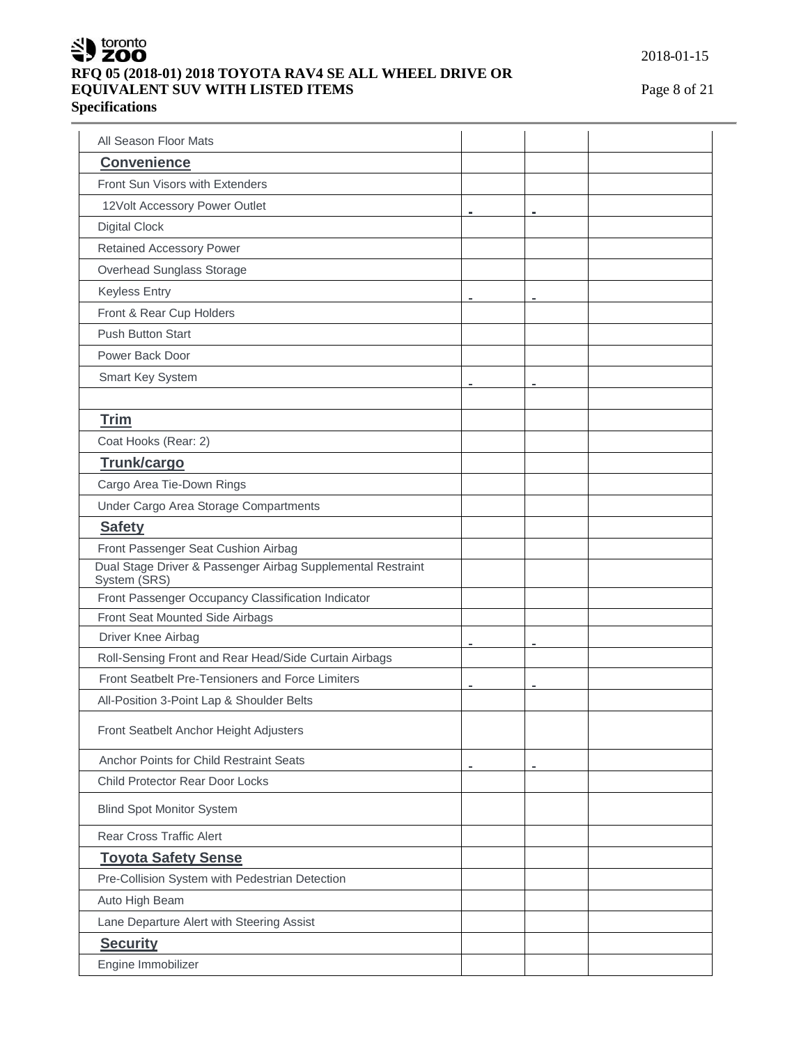| All Season Floor Mats | | | |
|---|---|---|---|
| **Convenience** | | | |
| Front Sun Visors with Extenders | | | |
| 12Volt Accessory Power Outlet | - | - | |
| Digital Clock | | | |
| Retained Accessory Power | | | |
| Overhead Sunglass Storage | | | |
| Keyless Entry | - | - | |
| Front & Rear Cup Holders | | | |
| Push Button Start | | | |
| Power Back Door | | | |
| Smart Key System | - | - | |
| | | | |
| **Trim** | | | |
| Coat Hooks (Rear: 2) | | | |
| **Trunk/cargo** | | | |
| Cargo Area Tie-Down Rings | | | |
| Under Cargo Area Storage Compartments | | | |
| **Safety** | | | |
| Front Passenger Seat Cushion Airbag | | | |
| Dual Stage Driver & Passenger Airbag Supplemental Restraint System (SRS) | | | |
| Front Passenger Occupancy Classification Indicator | | | |
| Front Seat Mounted Side Airbags | | | |
| Driver Knee Airbag | - | - | |
| Roll-Sensing Front and Rear Head/Side Curtain Airbags | | | |
| Front Seatbelt Pre-Tensioners and Force Limiters | - | - | |
| All-Position 3-Point Lap & Shoulder Belts | | | |
| Front Seatbelt Anchor Height Adjusters | | | |
| Anchor Points for Child Restraint Seats | - | - | |
| Child Protector Rear Door Locks | | | |
| Blind Spot Monitor System | | | |
| Rear Cross Traffic Alert | | | |
| **Toyota Safety Sense** | | | |
| Pre-Collision System with Pedestrian Detection | | | |
| Auto High Beam | | | |
| Lane Departure Alert with Steering Assist | | | |
| **Security** | | | |
| Engine Immobilizer | | | |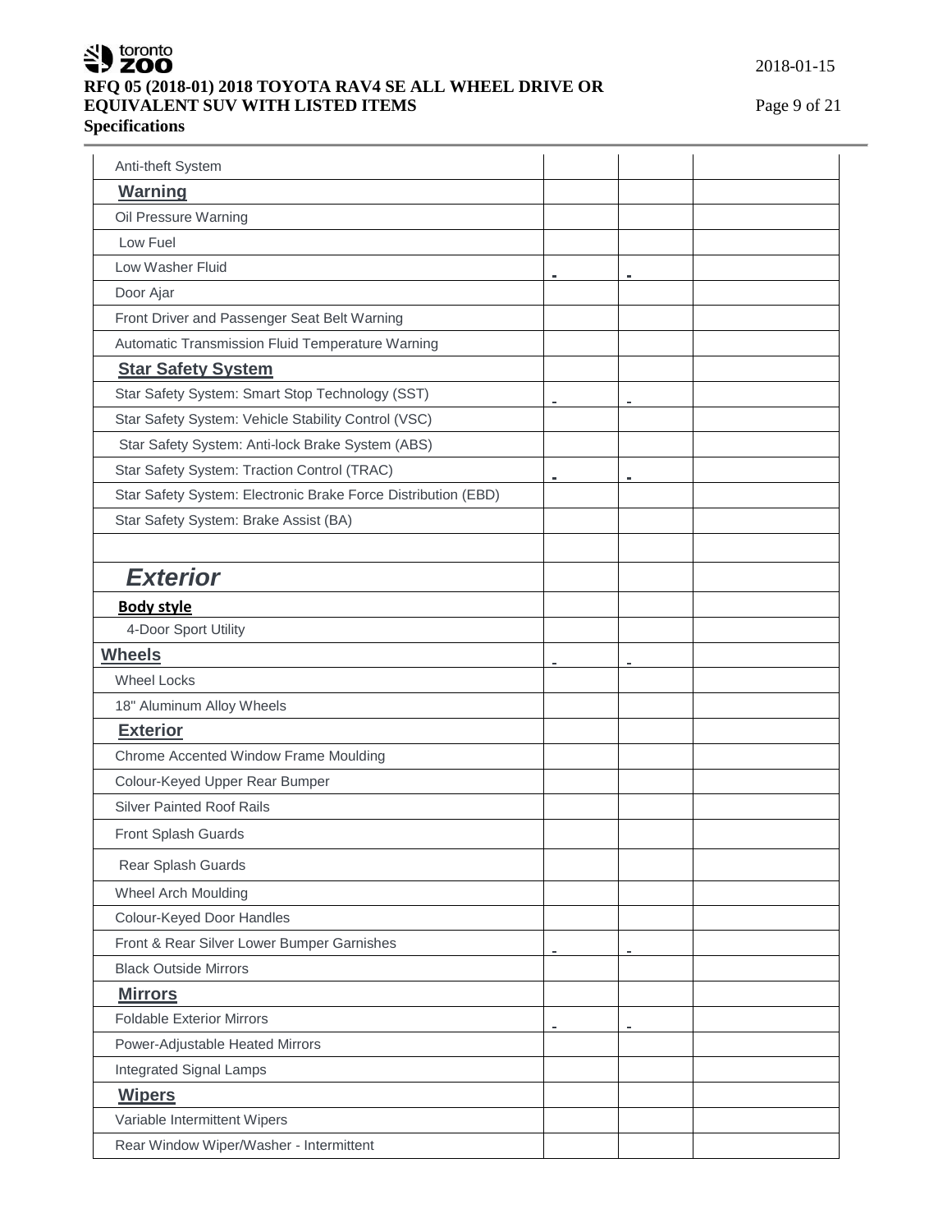| Anti-theft System | | | |
|---|---|---|---|
| **Warning** | | | |
| Oil Pressure Warning | | | |
| Low Fuel | | | |
| Low Washer Fluid | - | - | |
| Door Ajar | | | |
| Front Driver and Passenger Seat Belt Warning | | | |
| Automatic Transmission Fluid Temperature Warning | | | |
| **Star Safety System** | | | |
| Star Safety System: Smart Stop Technology (SST) | - | - | |
| Star Safety System: Vehicle Stability Control (VSC) | | | |
| Star Safety System: Anti-lock Brake System (ABS) | | | |
| Star Safety System: Traction Control (TRAC) | - | - | |
| Star Safety System: Electronic Brake Force Distribution (EBD) | | | |
| Star Safety System: Brake Assist (BA) | | | |
| | | | |
| ***Exterior*** | | | |
| **Body style** | | | |
| 4-Door Sport Utility | | | |
| **Wheels** | - | - | |
| Wheel Locks | | | |
| 18" Aluminum Alloy Wheels | | | |
| **Exterior** | | | |
| Chrome Accented Window Frame Moulding | | | |
| Colour-Keyed Upper Rear Bumper | | | |
| Silver Painted Roof Rails | | | |
| Front Splash Guards | | | |
| Rear Splash Guards | | | |
| Wheel Arch Moulding | | | |
| Colour-Keyed Door Handles | | | |
| Front & Rear Silver Lower Bumper Garnishes | - | - | |
| Black Outside Mirrors | | | |
| **Mirrors** | | | |
| Foldable Exterior Mirrors | - | - | |
| Power-Adjustable Heated Mirrors | | | |
| Integrated Signal Lamps | | | |
| **Wipers** | | | |
| Variable Intermittent Wipers | | | |
| Rear Window Wiper/Washer - Intermittent | | | |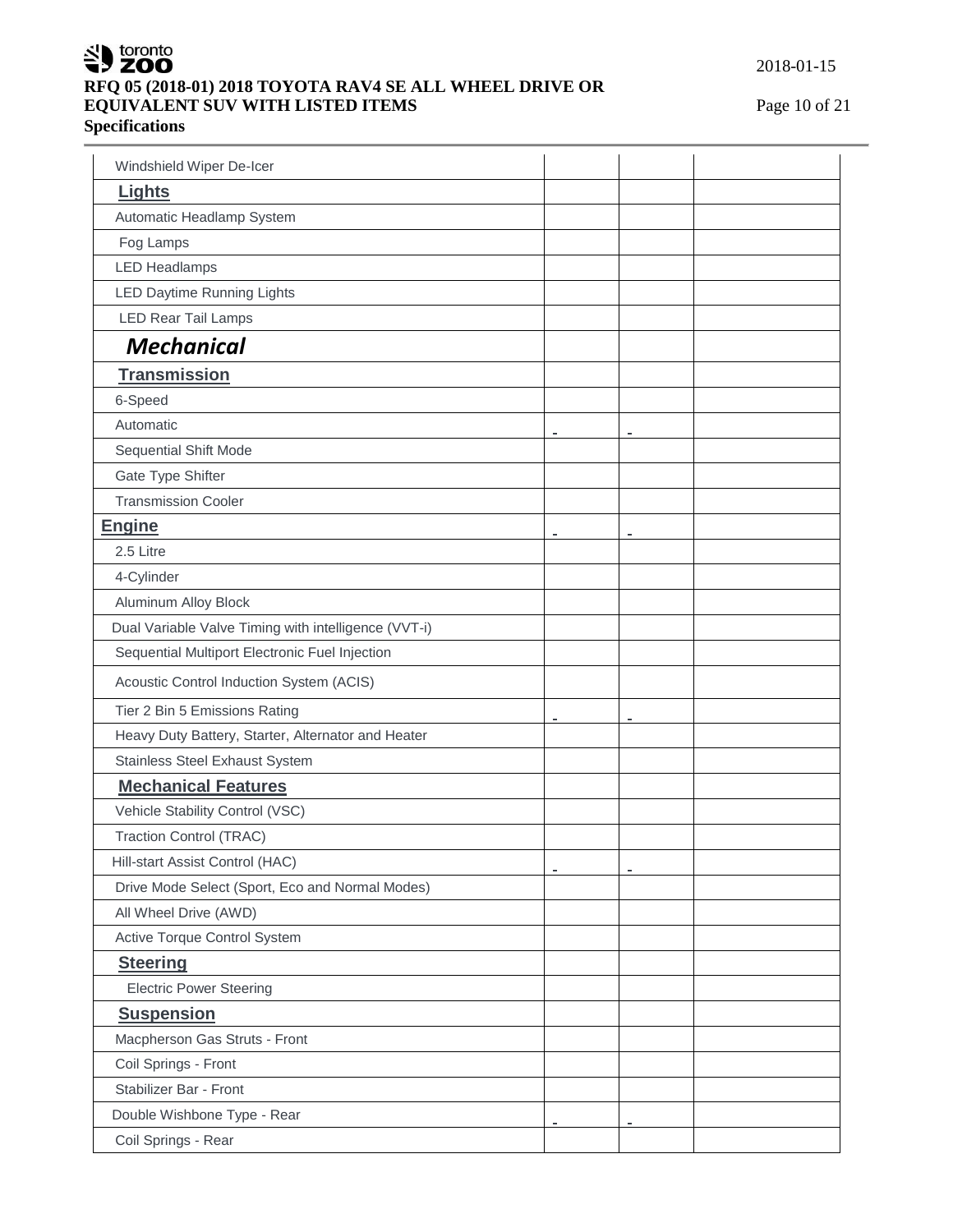## Specifications

| | | | |
|---|---|---|---|
| Windshield Wiper De-Icer | | | |
| **Lights** | | | |
| Automatic Headlamp System | | | |
| Fog Lamps | | | |
| LED Headlamps | | | |
| LED Daytime Running Lights | | | |
| LED Rear Tail Lamps | | | |
| ***Mechanical*** | | | |
| **Transmission** | | | |
| 6-Speed | | | |
| Automatic | - | - | |
| Sequential Shift Mode | | | |
| Gate Type Shifter | | | |
| Transmission Cooler | | | |
| **Engine** | - | - | |
| 2.5 Litre | | | |
| 4-Cylinder | | | |
| Aluminum Alloy Block | | | |
| Dual Variable Valve Timing with intelligence (VVT-i) | | | |
| Sequential Multiport Electronic Fuel Injection | | | |
| Acoustic Control Induction System (ACIS) | | | |
| Tier 2 Bin 5 Emissions Rating | - | - | |
| Heavy Duty Battery, Starter, Alternator and Heater | | | |
| Stainless Steel Exhaust System | | | |
| **Mechanical Features** | | | |
| Vehicle Stability Control (VSC) | | | |
| Traction Control (TRAC) | | | |
| Hill-start Assist Control (HAC) | - | - | |
| Drive Mode Select (Sport, Eco and Normal Modes) | | | |
| All Wheel Drive (AWD) | | | |
| Active Torque Control System | | | |
| **Steering** | | | |
| Electric Power Steering | | | |
| **Suspension** | | | |
| Macpherson Gas Struts - Front | | | |
| Coil Springs - Front | | | |
| Stabilizer Bar - Front | | | |
| Double Wishbone Type - Rear | - | - | |
| Coil Springs - Rear | | | |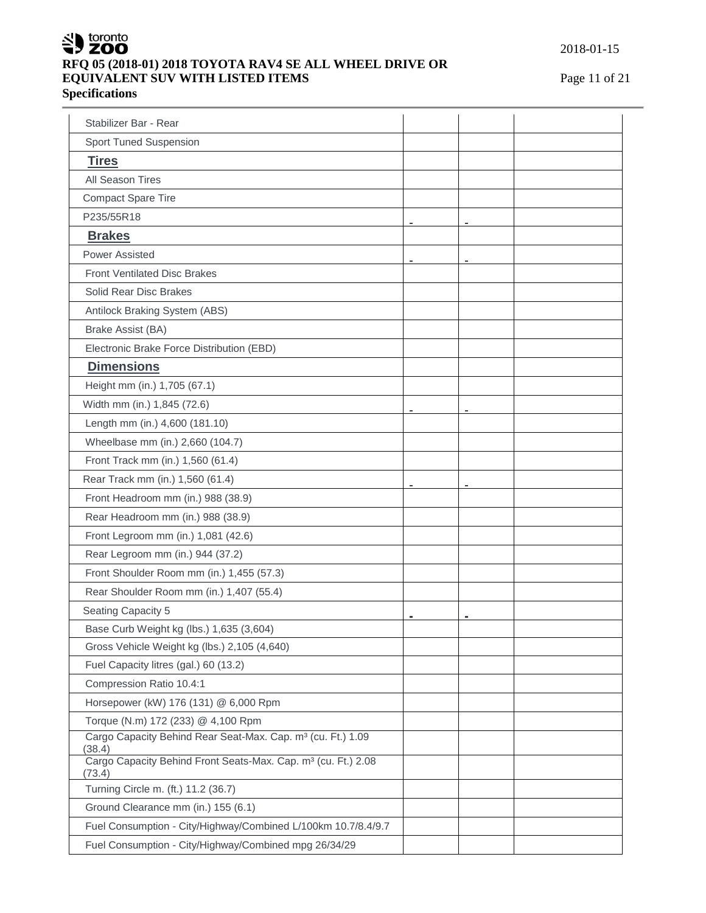| | | | |
|---|---|---|---|
| Stabilizer Bar - Rear | | | |
| Sport Tuned Suspension | | | |
| **Tires** | | | |
| All Season Tires | | | |
| Compact Spare Tire | | | |
| P235/55R18 | | | |
| **Brakes** | | | |
| Power Assisted | | | |
| Front Ventilated Disc Brakes | | | |
| Solid Rear Disc Brakes | | | |
| Antilock Braking System (ABS) | | | |
| Brake Assist (BA) | | | |
| Electronic Brake Force Distribution (EBD) | | | |
| **Dimensions** | | | |
| Height mm (in.) 1,705 (67.1) | | | |
| Width mm (in.) 1,845 (72.6) | | | |
| Length mm (in.) 4,600 (181.10) | | | |
| Wheelbase mm (in.) 2,660 (104.7) | | | |
| Front Track mm (in.) 1,560 (61.4) | | | |
| Rear Track mm (in.) 1,560 (61.4) | | | |
| Front Headroom mm (in.) 988 (38.9) | | | |
| Rear Headroom mm (in.) 988 (38.9) | | | |
| Front Legroom mm (in.) 1,081 (42.6) | | | |
| Rear Legroom mm (in.) 944 (37.2) | | | |
| Front Shoulder Room mm (in.) 1,455 (57.3) | | | |
| Rear Shoulder Room mm (in.) 1,407 (55.4) | | | |
| Seating Capacity 5 | | | |
| Base Curb Weight kg (lbs.) 1,635 (3,604) | | | |
| Gross Vehicle Weight kg (lbs.) 2,105 (4,640) | | | |
| Fuel Capacity litres (gal.) 60 (13.2) | | | |
| Compression Ratio 10.4:1 | | | |
| Horsepower (kW) 176 (131) @ 6,000 Rpm | | | |
| Torque (N.m) 172 (233) @ 4,100 Rpm | | | |
| Cargo Capacity Behind Rear Seat-Max. Cap. m³ (cu. Ft.) 1.09 (38.4) | | | |
| Cargo Capacity Behind Front Seats-Max. Cap. m³ (cu. Ft.) 2.08 (73.4) | | | |
| Turning Circle m. (ft.) 11.2 (36.7) | | | |
| Ground Clearance mm (in.) 155 (6.1) | | | |
| Fuel Consumption - City/Highway/Combined L/100km 10.7/8.4/9.7 | | | |
| Fuel Consumption - City/Highway/Combined mpg 26/34/29 | | | |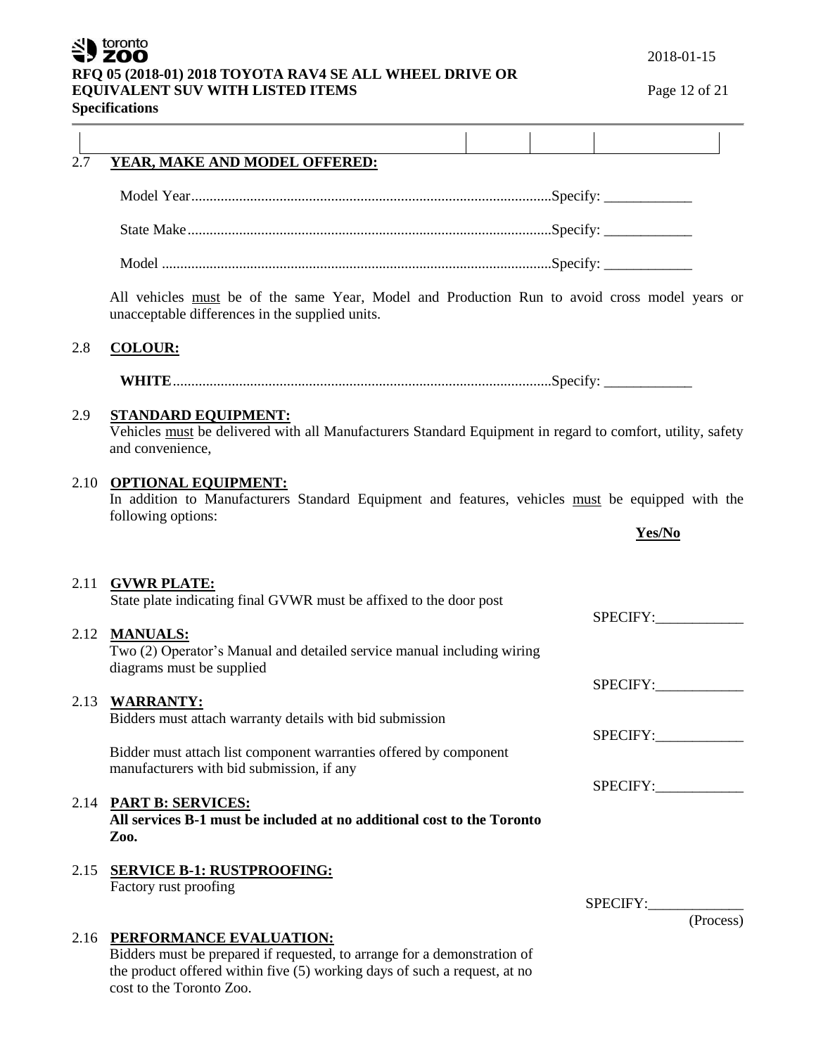| | | | |
|---|---|---|---|

2.7 **YEAR, MAKE AND MODEL OFFERED:**

Model Year......................................................................................................Specify: ____________

State Make.......................................................................................................Specify: ____________

Model ..............................................................................................................Specify: ____________

All vehicles must be of the same Year, Model and Production Run to avoid cross model years or unacceptable differences in the supplied units.

2.8 **COLOUR:**

**WHITE**..........................................................................................................Specify: ____________

2.9 **STANDARD EQUIPMENT:**
Vehicles must be delivered with all Manufacturers Standard Equipment in regard to comfort, utility, safety and convenience,

2.10 **OPTIONAL EQUIPMENT:**
In addition to Manufacturers Standard Equipment and features, vehicles must be equipped with the following options:

**Yes/No**

2.11 **GVWR PLATE:**
State plate indicating final GVWR must be affixed to the door post

SPECIFY:____________

2.12 **MANUALS:**
Two (2) Operator's Manual and detailed service manual including wiring diagrams must be supplied

SPECIFY:____________

2.13 **WARRANTY:**
Bidders must attach warranty details with bid submission

SPECIFY:____________

Bidder must attach list component warranties offered by component manufacturers with bid submission, if any

SPECIFY:____________

2.14 **PART B: SERVICES:**
**All services B-1 must be included at no additional cost to the Toronto Zoo.**

2.15 **SERVICE B-1: RUSTPROOFING:**
Factory rust proofing

SPECIFY:_____________
(Process)

2.16 **PERFORMANCE EVALUATION:**
Bidders must be prepared if requested, to arrange for a demonstration of the product offered within five (5) working days of such a request, at no cost to the Toronto Zoo.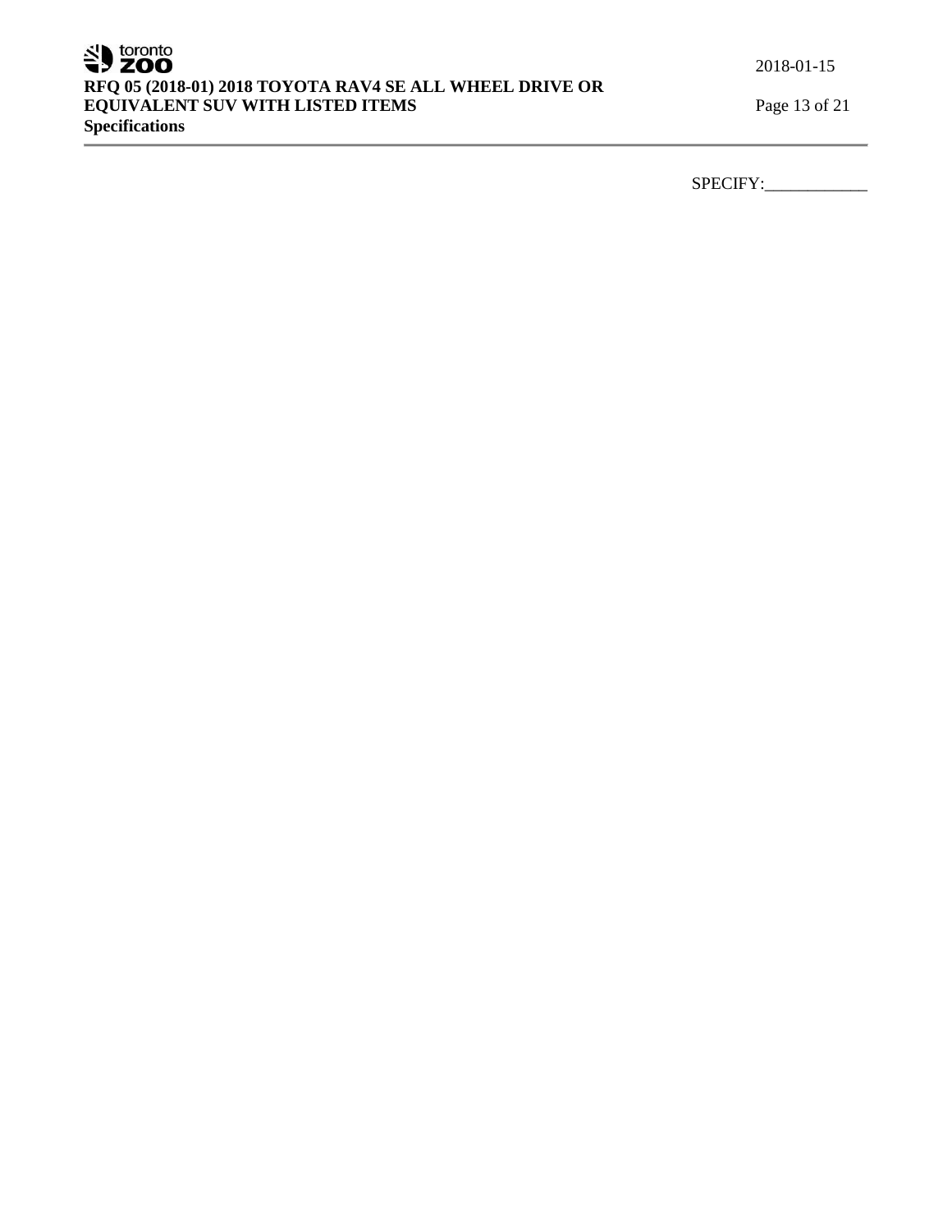SPECIFY:____________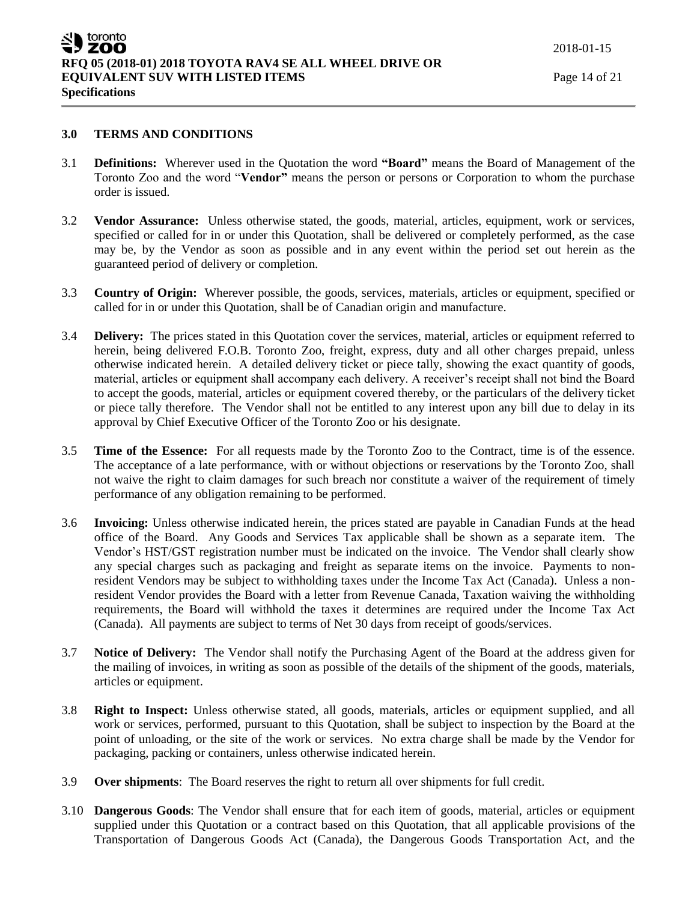## 3.0 TERMS AND CONDITIONS

3.1 **Definitions:** Wherever used in the Quotation the word **"Board"** means the Board of Management of the Toronto Zoo and the word "**Vendor"** means the person or persons or Corporation to whom the purchase order is issued.

3.2 **Vendor Assurance:** Unless otherwise stated, the goods, material, articles, equipment, work or services, specified or called for in or under this Quotation, shall be delivered or completely performed, as the case may be, by the Vendor as soon as possible and in any event within the period set out herein as the guaranteed period of delivery or completion.

3.3 **Country of Origin:** Wherever possible, the goods, services, materials, articles or equipment, specified or called for in or under this Quotation, shall be of Canadian origin and manufacture.

3.4 **Delivery:** The prices stated in this Quotation cover the services, material, articles or equipment referred to herein, being delivered F.O.B. Toronto Zoo, freight, express, duty and all other charges prepaid, unless otherwise indicated herein. A detailed delivery ticket or piece tally, showing the exact quantity of goods, material, articles or equipment shall accompany each delivery. A receiver's receipt shall not bind the Board to accept the goods, material, articles or equipment covered thereby, or the particulars of the delivery ticket or piece tally therefore. The Vendor shall not be entitled to any interest upon any bill due to delay in its approval by Chief Executive Officer of the Toronto Zoo or his designate.

3.5 **Time of the Essence:** For all requests made by the Toronto Zoo to the Contract, time is of the essence. The acceptance of a late performance, with or without objections or reservations by the Toronto Zoo, shall not waive the right to claim damages for such breach nor constitute a waiver of the requirement of timely performance of any obligation remaining to be performed.

3.6 **Invoicing:** Unless otherwise indicated herein, the prices stated are payable in Canadian Funds at the head office of the Board. Any Goods and Services Tax applicable shall be shown as a separate item. The Vendor's HST/GST registration number must be indicated on the invoice. The Vendor shall clearly show any special charges such as packaging and freight as separate items on the invoice. Payments to non-resident Vendors may be subject to withholding taxes under the Income Tax Act (Canada). Unless a non-resident Vendor provides the Board with a letter from Revenue Canada, Taxation waiving the withholding requirements, the Board will withhold the taxes it determines are required under the Income Tax Act (Canada). All payments are subject to terms of Net 30 days from receipt of goods/services.

3.7 **Notice of Delivery:** The Vendor shall notify the Purchasing Agent of the Board at the address given for the mailing of invoices, in writing as soon as possible of the details of the shipment of the goods, materials, articles or equipment.

3.8 **Right to Inspect:** Unless otherwise stated, all goods, materials, articles or equipment supplied, and all work or services, performed, pursuant to this Quotation, shall be subject to inspection by the Board at the point of unloading, or the site of the work or services. No extra charge shall be made by the Vendor for packaging, packing or containers, unless otherwise indicated herein.

3.9 **Over shipments**: The Board reserves the right to return all over shipments for full credit.

3.10 **Dangerous Goods**: The Vendor shall ensure that for each item of goods, material, articles or equipment supplied under this Quotation or a contract based on this Quotation, that all applicable provisions of the Transportation of Dangerous Goods Act (Canada), the Dangerous Goods Transportation Act, and the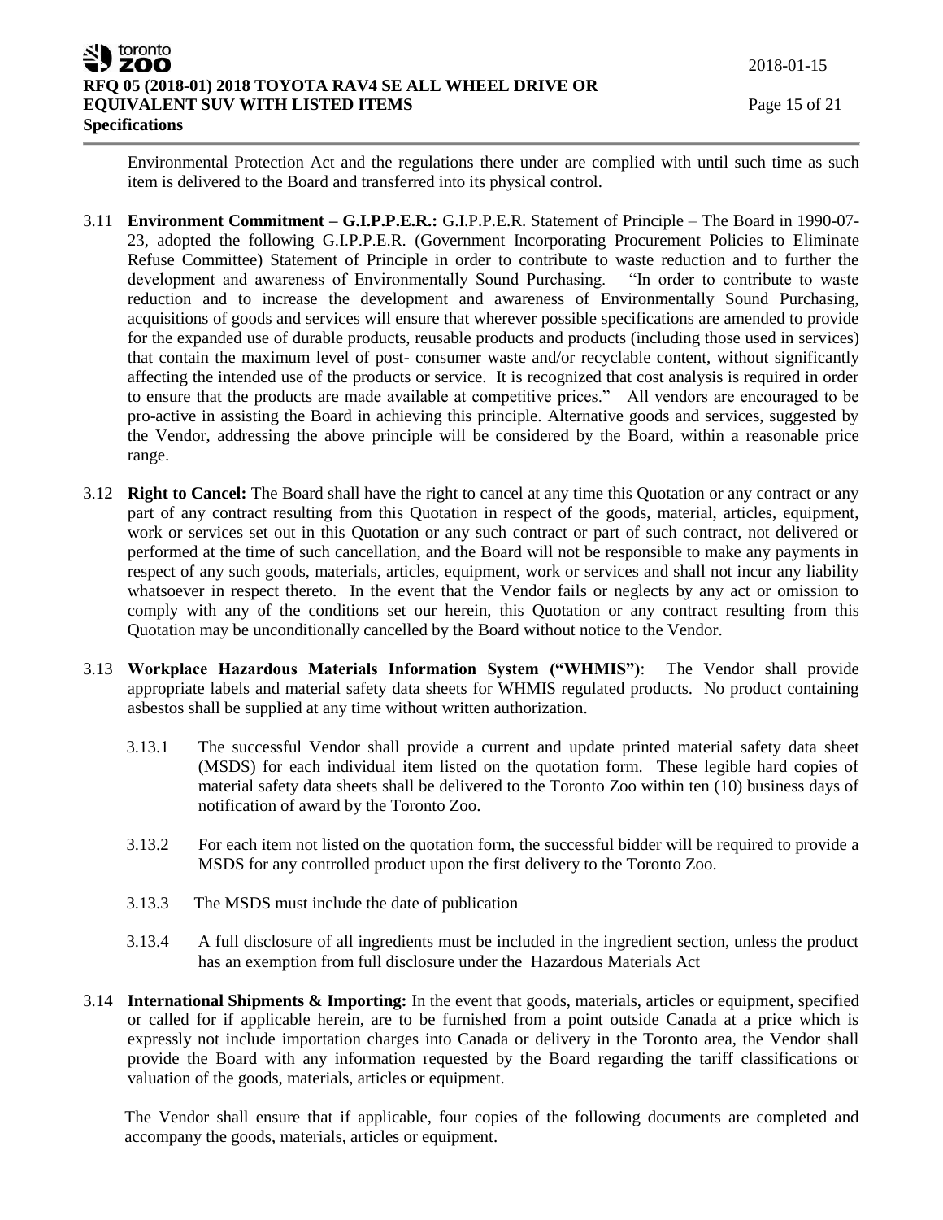Environmental Protection Act and the regulations there under are complied with until such time as such item is delivered to the Board and transferred into its physical control.

3.11 **Environment Commitment – G.I.P.P.E.R.:** G.I.P.P.E.R. Statement of Principle – The Board in 1990-07-23, adopted the following G.I.P.P.E.R. (Government Incorporating Procurement Policies to Eliminate Refuse Committee) Statement of Principle in order to contribute to waste reduction and to further the development and awareness of Environmentally Sound Purchasing. "In order to contribute to waste reduction and to increase the development and awareness of Environmentally Sound Purchasing, acquisitions of goods and services will ensure that wherever possible specifications are amended to provide for the expanded use of durable products, reusable products and products (including those used in services) that contain the maximum level of post- consumer waste and/or recyclable content, without significantly affecting the intended use of the products or service. It is recognized that cost analysis is required in order to ensure that the products are made available at competitive prices." All vendors are encouraged to be pro-active in assisting the Board in achieving this principle. Alternative goods and services, suggested by the Vendor, addressing the above principle will be considered by the Board, within a reasonable price range.

3.12 **Right to Cancel:** The Board shall have the right to cancel at any time this Quotation or any contract or any part of any contract resulting from this Quotation in respect of the goods, material, articles, equipment, work or services set out in this Quotation or any such contract or part of such contract, not delivered or performed at the time of such cancellation, and the Board will not be responsible to make any payments in respect of any such goods, materials, articles, equipment, work or services and shall not incur any liability whatsoever in respect thereto. In the event that the Vendor fails or neglects by any act or omission to comply with any of the conditions set our herein, this Quotation or any contract resulting from this Quotation may be unconditionally cancelled by the Board without notice to the Vendor.

3.13 **Workplace Hazardous Materials Information System ("WHMIS")**: The Vendor shall provide appropriate labels and material safety data sheets for WHMIS regulated products. No product containing asbestos shall be supplied at any time without written authorization.

3.13.1 The successful Vendor shall provide a current and update printed material safety data sheet (MSDS) for each individual item listed on the quotation form. These legible hard copies of material safety data sheets shall be delivered to the Toronto Zoo within ten (10) business days of notification of award by the Toronto Zoo.

3.13.2 For each item not listed on the quotation form, the successful bidder will be required to provide a MSDS for any controlled product upon the first delivery to the Toronto Zoo.

3.13.3 The MSDS must include the date of publication

3.13.4 A full disclosure of all ingredients must be included in the ingredient section, unless the product has an exemption from full disclosure under the Hazardous Materials Act

3.14 **International Shipments & Importing:** In the event that goods, materials, articles or equipment, specified or called for if applicable herein, are to be furnished from a point outside Canada at a price which is expressly not include importation charges into Canada or delivery in the Toronto area, the Vendor shall provide the Board with any information requested by the Board regarding the tariff classifications or valuation of the goods, materials, articles or equipment.

The Vendor shall ensure that if applicable, four copies of the following documents are completed and accompany the goods, materials, articles or equipment.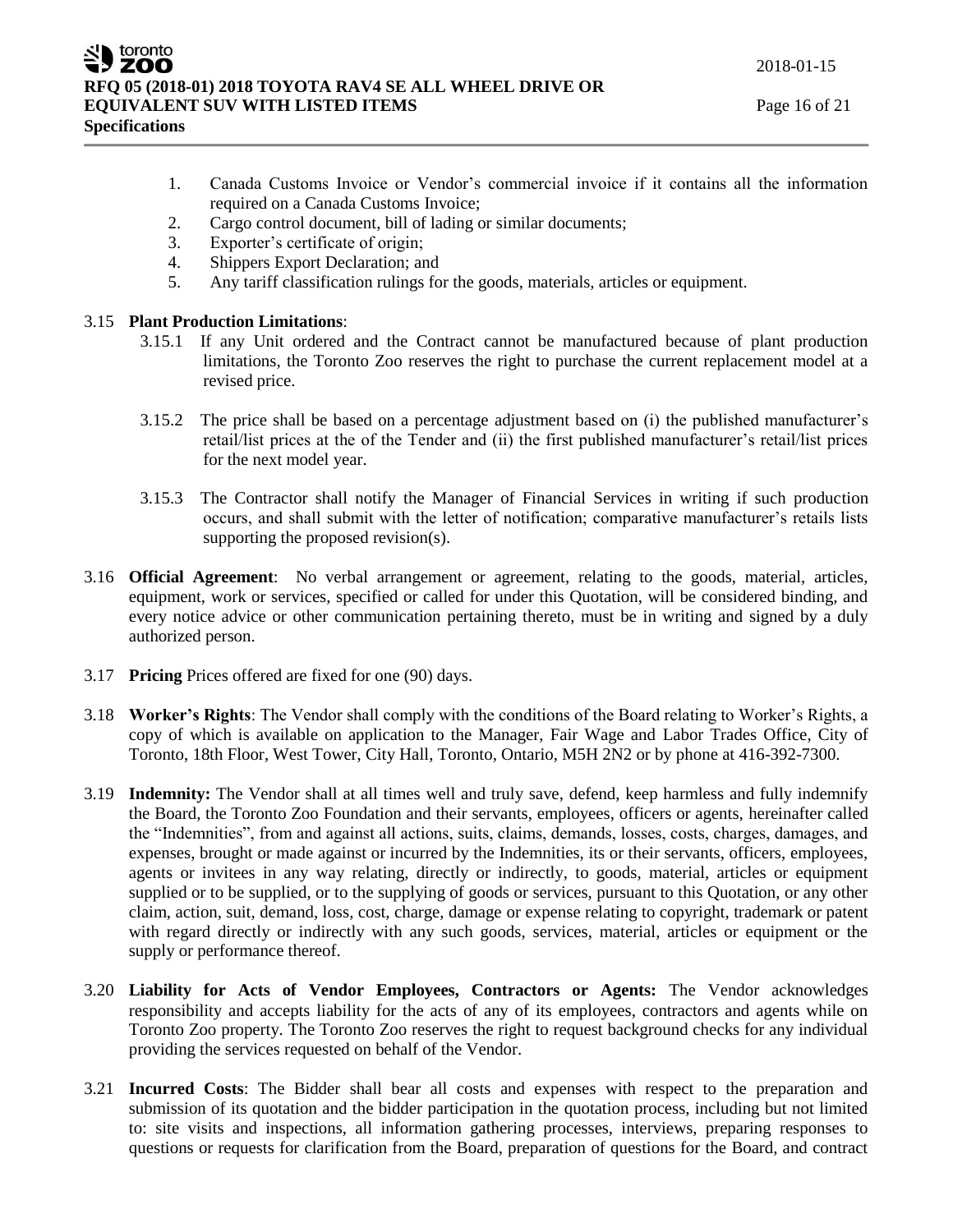1. Canada Customs Invoice or Vendor's commercial invoice if it contains all the information required on a Canada Customs Invoice;
2. Cargo control document, bill of lading or similar documents;
3. Exporter's certificate of origin;
4. Shippers Export Declaration; and
5. Any tariff classification rulings for the goods, materials, articles or equipment.

3.15 **Plant Production Limitations**:

3.15.1 If any Unit ordered and the Contract cannot be manufactured because of plant production limitations, the Toronto Zoo reserves the right to purchase the current replacement model at a revised price.

3.15.2 The price shall be based on a percentage adjustment based on (i) the published manufacturer's retail/list prices at the of the Tender and (ii) the first published manufacturer's retail/list prices for the next model year.

3.15.3 The Contractor shall notify the Manager of Financial Services in writing if such production occurs, and shall submit with the letter of notification; comparative manufacturer's retails lists supporting the proposed revision(s).

3.16 **Official Agreement**: No verbal arrangement or agreement, relating to the goods, material, articles, equipment, work or services, specified or called for under this Quotation, will be considered binding, and every notice advice or other communication pertaining thereto, must be in writing and signed by a duly authorized person.

3.17 **Pricing** Prices offered are fixed for one (90) days.

3.18 **Worker's Rights**: The Vendor shall comply with the conditions of the Board relating to Worker's Rights, a copy of which is available on application to the Manager, Fair Wage and Labor Trades Office, City of Toronto, 18th Floor, West Tower, City Hall, Toronto, Ontario, M5H 2N2 or by phone at 416-392-7300.

3.19 **Indemnity:** The Vendor shall at all times well and truly save, defend, keep harmless and fully indemnify the Board, the Toronto Zoo Foundation and their servants, employees, officers or agents, hereinafter called the "Indemnities", from and against all actions, suits, claims, demands, losses, costs, charges, damages, and expenses, brought or made against or incurred by the Indemnities, its or their servants, officers, employees, agents or invitees in any way relating, directly or indirectly, to goods, material, articles or equipment supplied or to be supplied, or to the supplying of goods or services, pursuant to this Quotation, or any other claim, action, suit, demand, loss, cost, charge, damage or expense relating to copyright, trademark or patent with regard directly or indirectly with any such goods, services, material, articles or equipment or the supply or performance thereof.

3.20 **Liability for Acts of Vendor Employees, Contractors or Agents:** The Vendor acknowledges responsibility and accepts liability for the acts of any of its employees, contractors and agents while on Toronto Zoo property. The Toronto Zoo reserves the right to request background checks for any individual providing the services requested on behalf of the Vendor.

3.21 **Incurred Costs**: The Bidder shall bear all costs and expenses with respect to the preparation and submission of its quotation and the bidder participation in the quotation process, including but not limited to: site visits and inspections, all information gathering processes, interviews, preparing responses to questions or requests for clarification from the Board, preparation of questions for the Board, and contract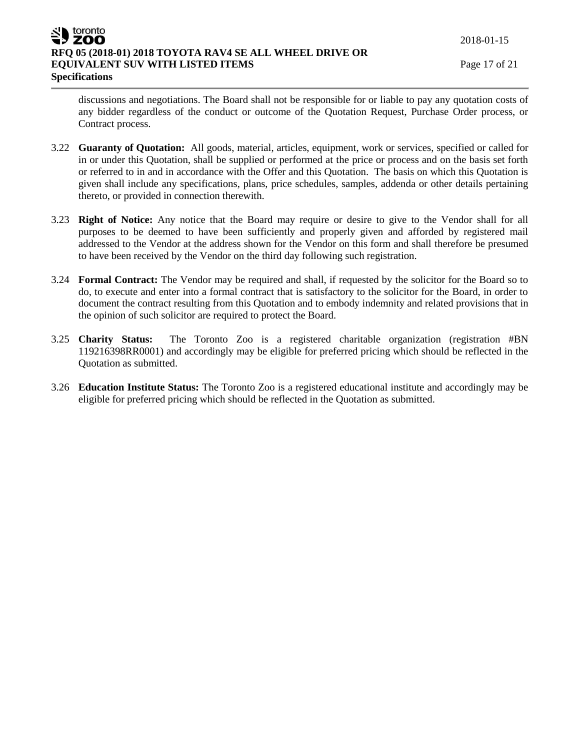discussions and negotiations. The Board shall not be responsible for or liable to pay any quotation costs of any bidder regardless of the conduct or outcome of the Quotation Request, Purchase Order process, or Contract process.

3.22 **Guaranty of Quotation:** All goods, material, articles, equipment, work or services, specified or called for in or under this Quotation, shall be supplied or performed at the price or process and on the basis set forth or referred to in and in accordance with the Offer and this Quotation. The basis on which this Quotation is given shall include any specifications, plans, price schedules, samples, addenda or other details pertaining thereto, or provided in connection therewith.

3.23 **Right of Notice:** Any notice that the Board may require or desire to give to the Vendor shall for all purposes to be deemed to have been sufficiently and properly given and afforded by registered mail addressed to the Vendor at the address shown for the Vendor on this form and shall therefore be presumed to have been received by the Vendor on the third day following such registration.

3.24 **Formal Contract:** The Vendor may be required and shall, if requested by the solicitor for the Board so to do, to execute and enter into a formal contract that is satisfactory to the solicitor for the Board, in order to document the contract resulting from this Quotation and to embody indemnity and related provisions that in the opinion of such solicitor are required to protect the Board.

3.25 **Charity Status:** The Toronto Zoo is a registered charitable organization (registration #BN 119216398RR0001) and accordingly may be eligible for preferred pricing which should be reflected in the Quotation as submitted.

3.26 **Education Institute Status:** The Toronto Zoo is a registered educational institute and accordingly may be eligible for preferred pricing which should be reflected in the Quotation as submitted.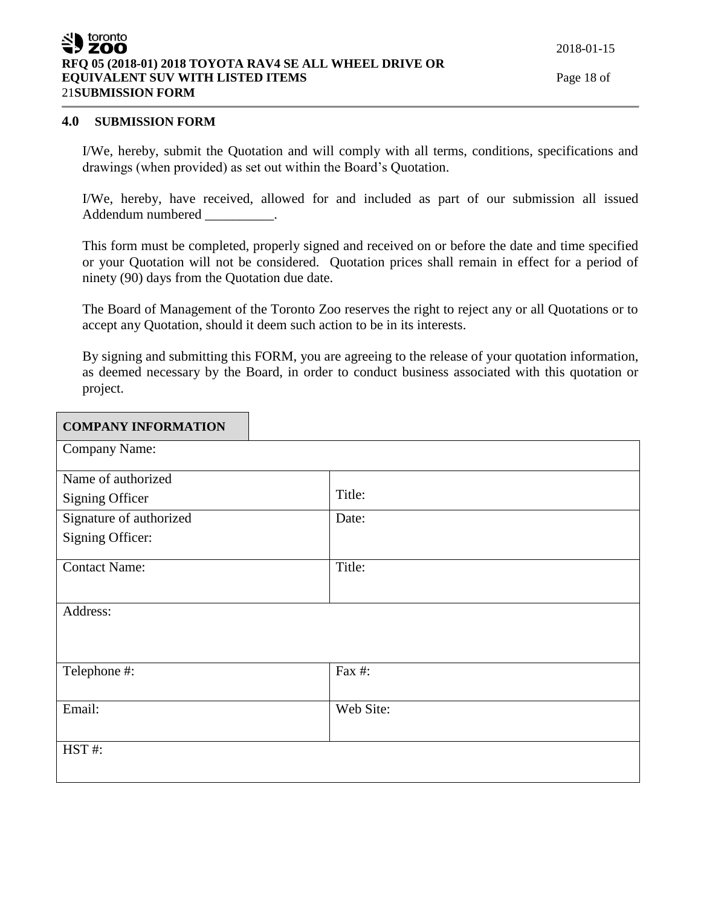## 4.0 SUBMISSION FORM

I/We, hereby, submit the Quotation and will comply with all terms, conditions, specifications and drawings (when provided) as set out within the Board's Quotation.

I/We, hereby, have received, allowed for and included as part of our submission all issued Addendum numbered __________.

This form must be completed, properly signed and received on or before the date and time specified or your Quotation will not be considered. Quotation prices shall remain in effect for a period of ninety (90) days from the Quotation due date.

The Board of Management of the Toronto Zoo reserves the right to reject any or all Quotations or to accept any Quotation, should it deem such action to be in its interests.

By signing and submitting this FORM, you are agreeing to the release of your quotation information, as deemed necessary by the Board, in order to conduct business associated with this quotation or project.

| **COMPANY INFORMATION** | |
|---|---|
| Company Name: | |
| Name of authorized Signing Officer | Title: |
| Signature of authorized Signing Officer: | Date: |
| Contact Name: | Title: |
| Address: | |
| Telephone #: | Fax #: |
| Email: | Web Site: |
| HST #: | |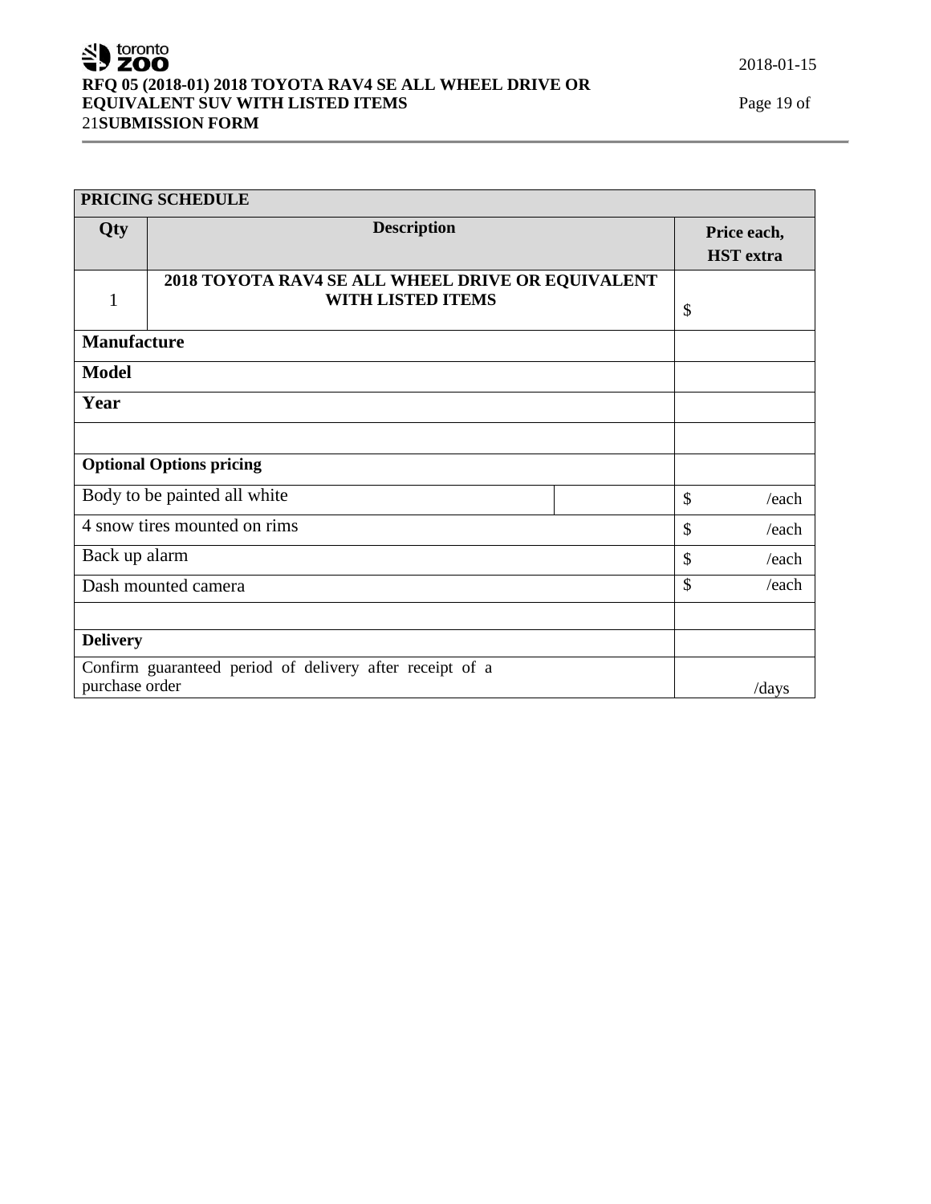| PRICING SCHEDULE | | |
|---|---|---|
| **Qty** | **Description** | **Price each, HST extra** |
| 1 | **2018 TOYOTA RAV4 SE ALL WHEEL DRIVE OR EQUIVALENT WITH LISTED ITEMS** | $ |
| **Manufacture** | | |
| **Model** | | |
| **Year** | | |
| | | |
| **Optional Options pricing** | | |
| Body to be painted all white | | $ /each |
| 4 snow tires mounted on rims | | $ /each |
| Back up alarm | | $ /each |
| Dash mounted camera | | $ /each |
| | | |
| **Delivery** | | |
| Confirm guaranteed period of delivery after receipt of a purchase order | | /days |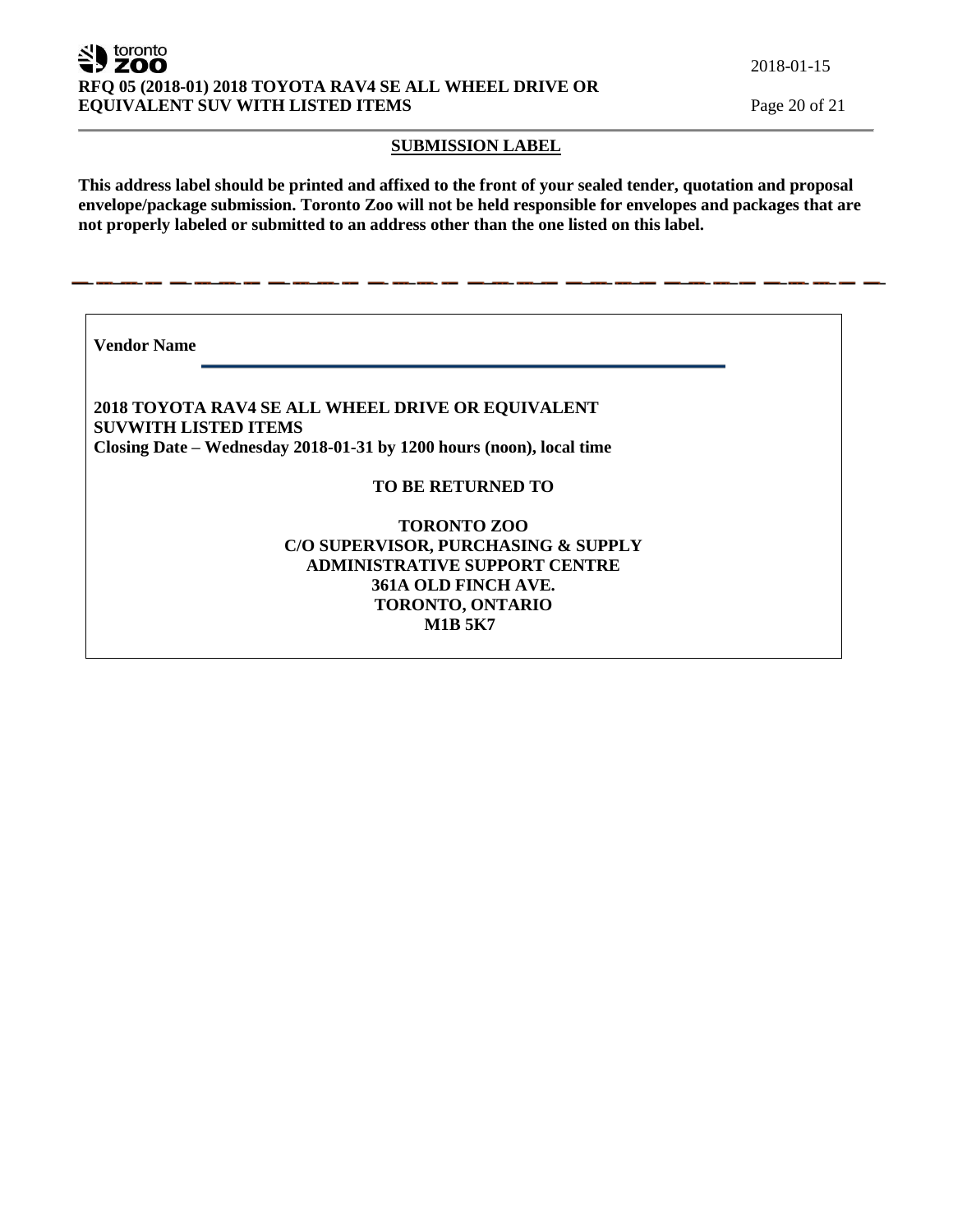## SUBMISSION LABEL

**This address label should be printed and affixed to the front of your sealed tender, quotation and proposal envelope/package submission. Toronto Zoo will not be held responsible for envelopes and packages that are not properly labeled or submitted to an address other than the one listed on this label.**

---

**Vendor Name** ______________________________________________

**2018 TOYOTA RAV4 SE ALL WHEEL DRIVE OR EQUIVALENT SUVWITH LISTED ITEMS**
**Closing Date – Wednesday 2018-01-31 by 1200 hours (noon), local time**

**TO BE RETURNED TO**

**TORONTO ZOO**
**C/O SUPERVISOR, PURCHASING & SUPPLY**
**ADMINISTRATIVE SUPPORT CENTRE**
**361A OLD FINCH AVE.**
**TORONTO, ONTARIO**
**M1B 5K7**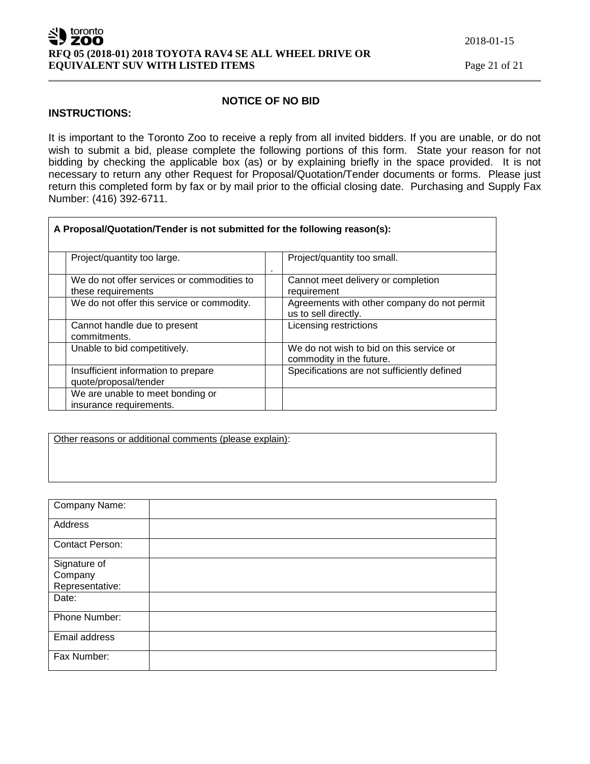## NOTICE OF NO BID

**INSTRUCTIONS:**

It is important to the Toronto Zoo to receive a reply from all invited bidders. If you are unable, or do not wish to submit a bid, please complete the following portions of this form. State your reason for not bidding by checking the applicable box (as) or by explaining briefly in the space provided. It is not necessary to return any other Request for Proposal/Quotation/Tender documents or forms. Please just return this completed form by fax or by mail prior to the official closing date. Purchasing and Supply Fax Number: (416) 392-6711.

**A Proposal/Quotation/Tender is not submitted for the following reason(s):**

| | | | |
|---|---|---|---|
| | Project/quantity too large. | . | Project/quantity too small. |
| | We do not offer services or commodities to these requirements | | Cannot meet delivery or completion requirement |
| | We do not offer this service or commodity. | | Agreements with other company do not permit us to sell directly. |
| | Cannot handle due to present commitments. | | Licensing restrictions |
| | Unable to bid competitively. | | We do not wish to bid on this service or commodity in the future. |
| | Insufficient information to prepare quote/proposal/tender | | Specifications are not sufficiently defined |
| | We are unable to meet bonding or insurance requirements. | | |

Other reasons or additional comments (please explain):

| | |
|---|---|
| Company Name: | |
| Address | |
| Contact Person: | |
| Signature of Company Representative: | |
| Date: | |
| Phone Number: | |
| Email address | |
| Fax Number: | |